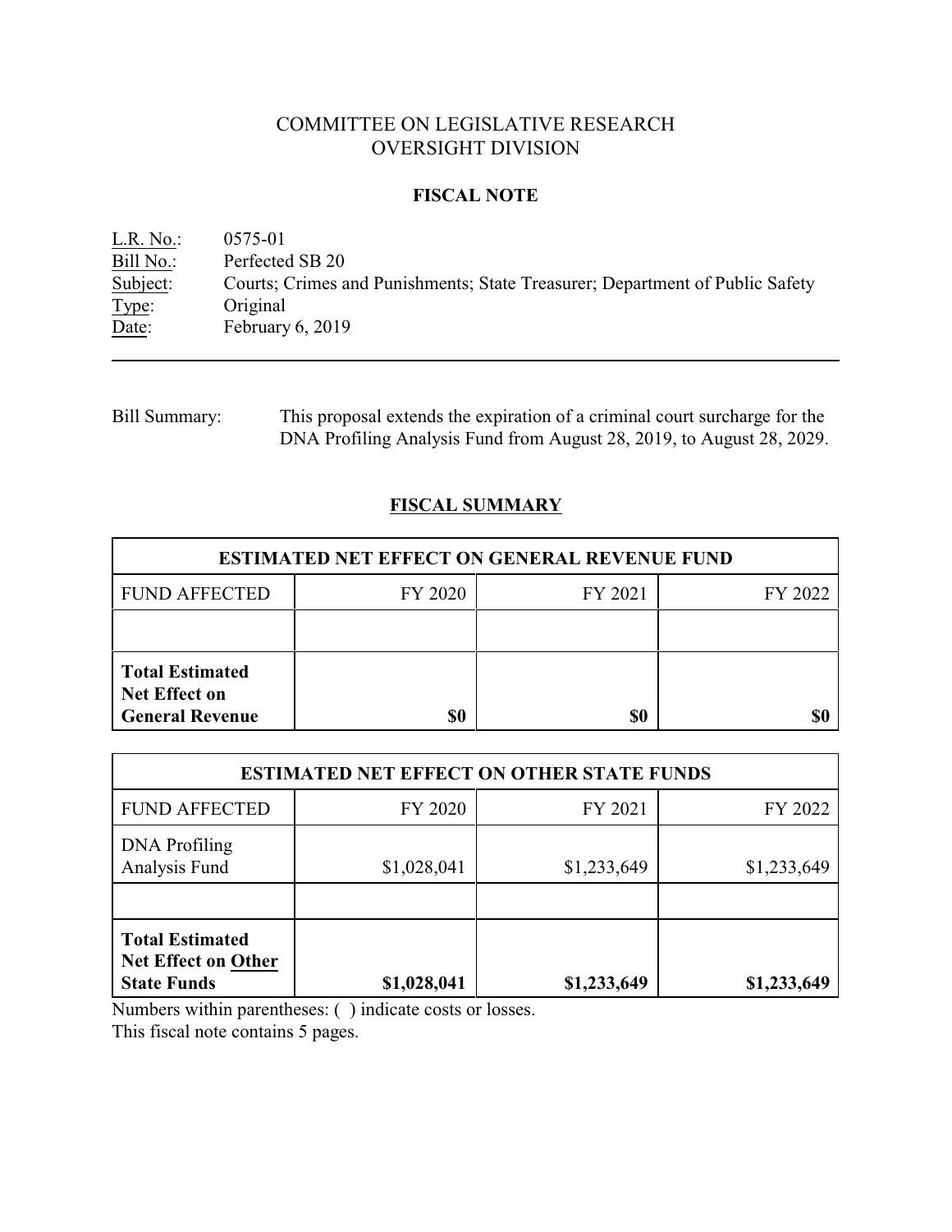# COMMITTEE ON LEGISLATIVE RESEARCH
# OVERSIGHT DIVISION

## FISCAL NOTE

L.R. No.: 0575-01
Bill No.: Perfected SB 20
Subject: Courts; Crimes and Punishments; State Treasurer; Department of Public Safety
Type: Original
Date: February 6, 2019

---

Bill Summary: This proposal extends the expiration of a criminal court surcharge for the DNA Profiling Analysis Fund from August 28, 2019, to August 28, 2029.

## FISCAL SUMMARY

| ESTIMATED NET EFFECT ON GENERAL REVENUE FUND | | | |
|---|---|---|---|
| FUND AFFECTED | FY 2020 | FY 2021 | FY 2022 |
| | | | |
| **Total Estimated Net Effect on General Revenue** | **$0** | **$0** | **$0** |

| ESTIMATED NET EFFECT ON OTHER STATE FUNDS | | | |
|---|---|---|---|
| FUND AFFECTED | FY 2020 | FY 2021 | FY 2022 |
| DNA Profiling Analysis Fund | $1,028,041 | $1,233,649 | $1,233,649 |
| | | | |
| **Total Estimated Net Effect on Other State Funds** | **$1,028,041** | **$1,233,649** | **$1,233,649** |

Numbers within parentheses: ( ) indicate costs or losses.
This fiscal note contains 5 pages.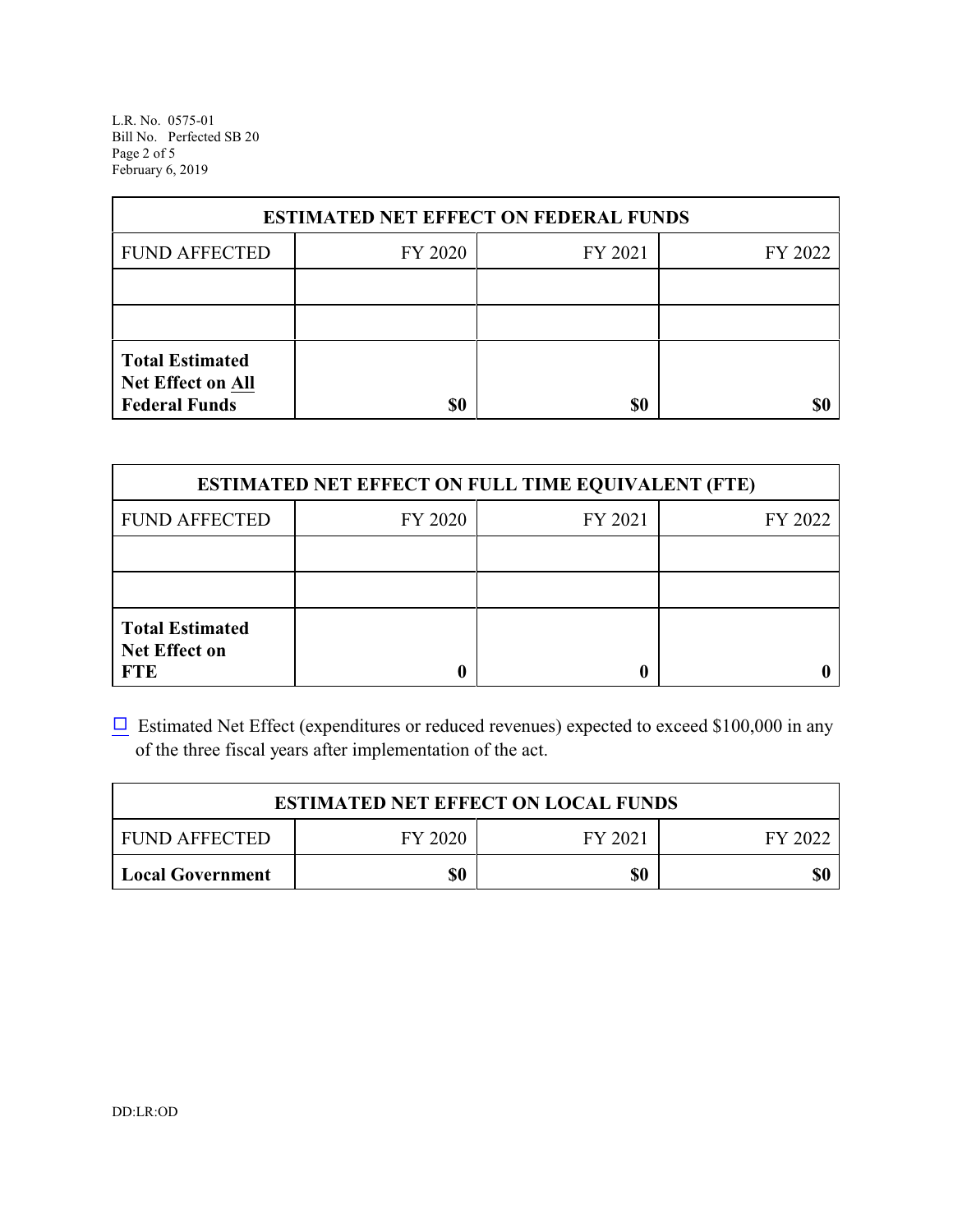| ESTIMATED NET EFFECT ON FEDERAL FUNDS | | | |
|---|---|---|---|
| FUND AFFECTED | FY 2020 | FY 2021 | FY 2022 |
| | | | |
| | | | |
| **Total Estimated Net Effect on All Federal Funds** | **$0** | **$0** | **$0** |

| ESTIMATED NET EFFECT ON FULL TIME EQUIVALENT (FTE) | | | |
|---|---|---|---|
| FUND AFFECTED | FY 2020 | FY 2021 | FY 2022 |
| | | | |
| | | | |
| **Total Estimated Net Effect on FTE** | **0** | **0** | **0** |

☐ Estimated Net Effect (expenditures or reduced revenues) expected to exceed $100,000 in any of the three fiscal years after implementation of the act.

| ESTIMATED NET EFFECT ON LOCAL FUNDS | | | |
|---|---|---|---|
| FUND AFFECTED | FY 2020 | FY 2021 | FY 2022 |
| **Local Government** | **$0** | **$0** | **$0** |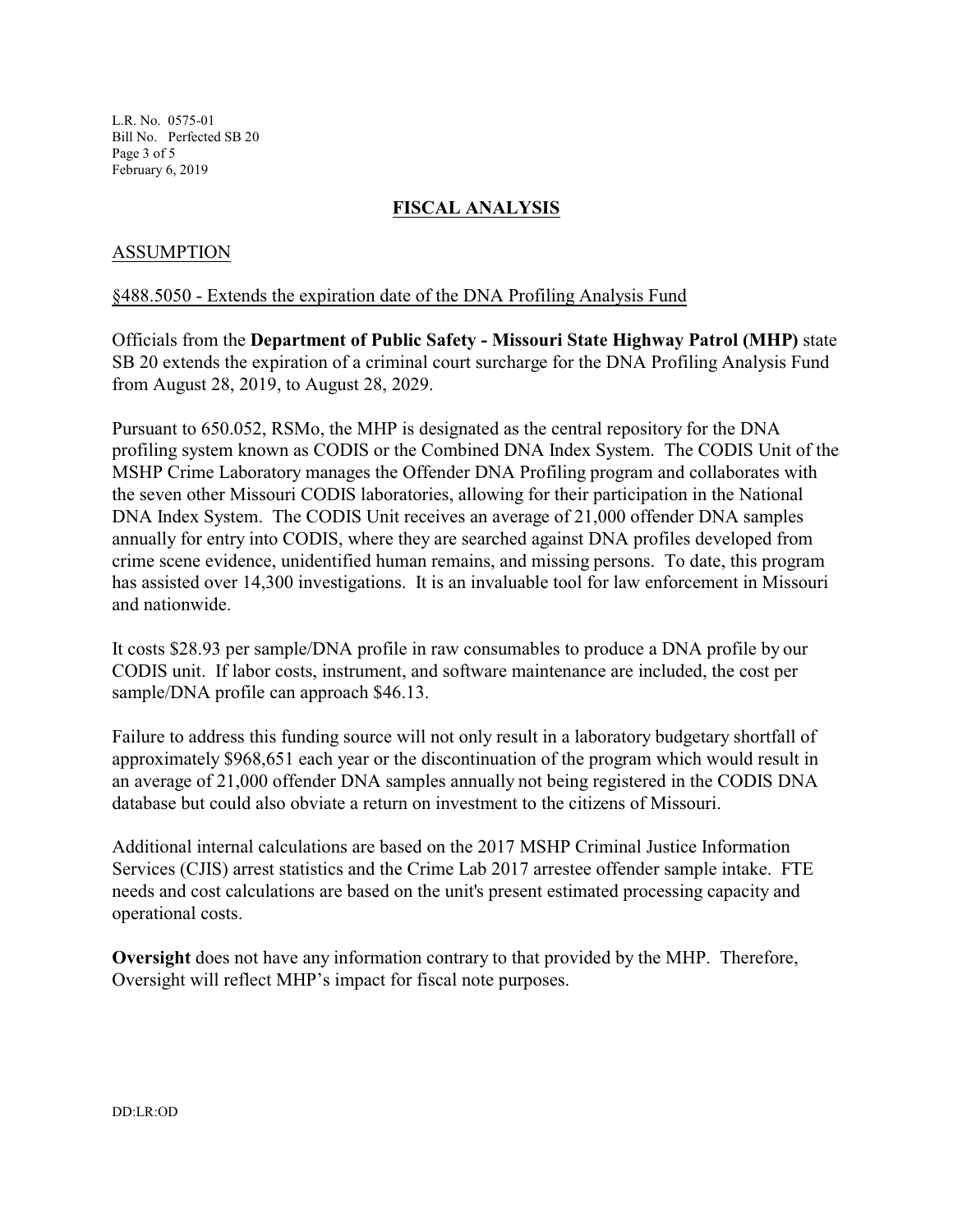## FISCAL ANALYSIS

### ASSUMPTION

§488.5050 - Extends the expiration date of the DNA Profiling Analysis Fund

Officials from the **Department of Public Safety - Missouri State Highway Patrol (MHP)** state SB 20 extends the expiration of a criminal court surcharge for the DNA Profiling Analysis Fund from August 28, 2019, to August 28, 2029.

Pursuant to 650.052, RSMo, the MHP is designated as the central repository for the DNA profiling system known as CODIS or the Combined DNA Index System. The CODIS Unit of the MSHP Crime Laboratory manages the Offender DNA Profiling program and collaborates with the seven other Missouri CODIS laboratories, allowing for their participation in the National DNA Index System. The CODIS Unit receives an average of 21,000 offender DNA samples annually for entry into CODIS, where they are searched against DNA profiles developed from crime scene evidence, unidentified human remains, and missing persons. To date, this program has assisted over 14,300 investigations. It is an invaluable tool for law enforcement in Missouri and nationwide.

It costs $28.93 per sample/DNA profile in raw consumables to produce a DNA profile by our CODIS unit. If labor costs, instrument, and software maintenance are included, the cost per sample/DNA profile can approach $46.13.

Failure to address this funding source will not only result in a laboratory budgetary shortfall of approximately $968,651 each year or the discontinuation of the program which would result in an average of 21,000 offender DNA samples annually not being registered in the CODIS DNA database but could also obviate a return on investment to the citizens of Missouri.

Additional internal calculations are based on the 2017 MSHP Criminal Justice Information Services (CJIS) arrest statistics and the Crime Lab 2017 arrestee offender sample intake. FTE needs and cost calculations are based on the unit's present estimated processing capacity and operational costs.

**Oversight** does not have any information contrary to that provided by the MHP. Therefore, Oversight will reflect MHP's impact for fiscal note purposes.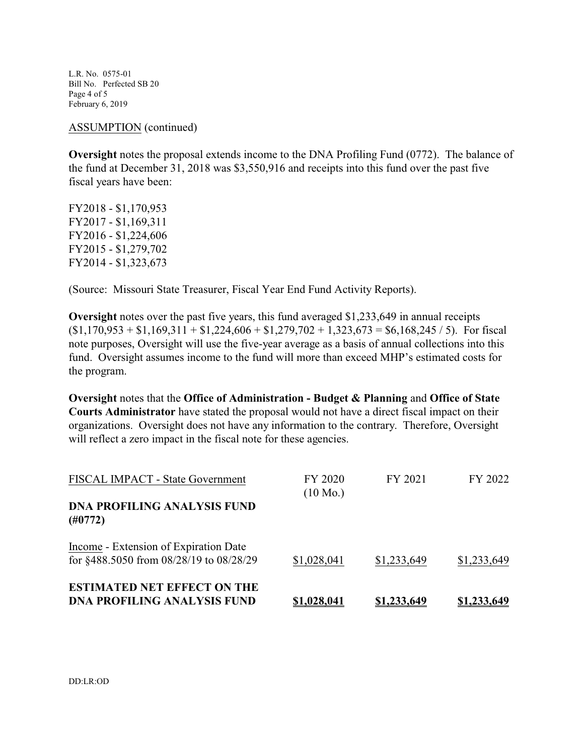ASSUMPTION (continued)

**Oversight** notes the proposal extends income to the DNA Profiling Fund (0772). The balance of the fund at December 31, 2018 was $3,550,916 and receipts into this fund over the past five fiscal years have been:

FY2018 - $1,170,953
FY2017 - $1,169,311
FY2016 - $1,224,606
FY2015 - $1,279,702
FY2014 - $1,323,673

(Source: Missouri State Treasurer, Fiscal Year End Fund Activity Reports).

**Oversight** notes over the past five years, this fund averaged $1,233,649 in annual receipts ($1,170,953 + $1,169,311 + $1,224,606 + $1,279,702 + 1,323,673 = $6,168,245 / 5). For fiscal note purposes, Oversight will use the five-year average as a basis of annual collections into this fund. Oversight assumes income to the fund will more than exceed MHP's estimated costs for the program.

**Oversight** notes that the **Office of Administration - Budget & Planning** and **Office of State Courts Administrator** have stated the proposal would not have a direct fiscal impact on their organizations. Oversight does not have any information to the contrary. Therefore, Oversight will reflect a zero impact in the fiscal note for these agencies.

| FISCAL IMPACT - State Government | FY 2020 (10 Mo.) | FY 2021 | FY 2022 |
|---|---|---|---|
| **DNA PROFILING ANALYSIS FUND (#0772)** | | | |
| Income - Extension of Expiration Date for §488.5050 from 08/28/19 to 08/28/29 | $1,028,041 | $1,233,649 | $1,233,649 |
| **ESTIMATED NET EFFECT ON THE DNA PROFILING ANALYSIS FUND** | **$1,028,041** | **$1,233,649** | **$1,233,649** |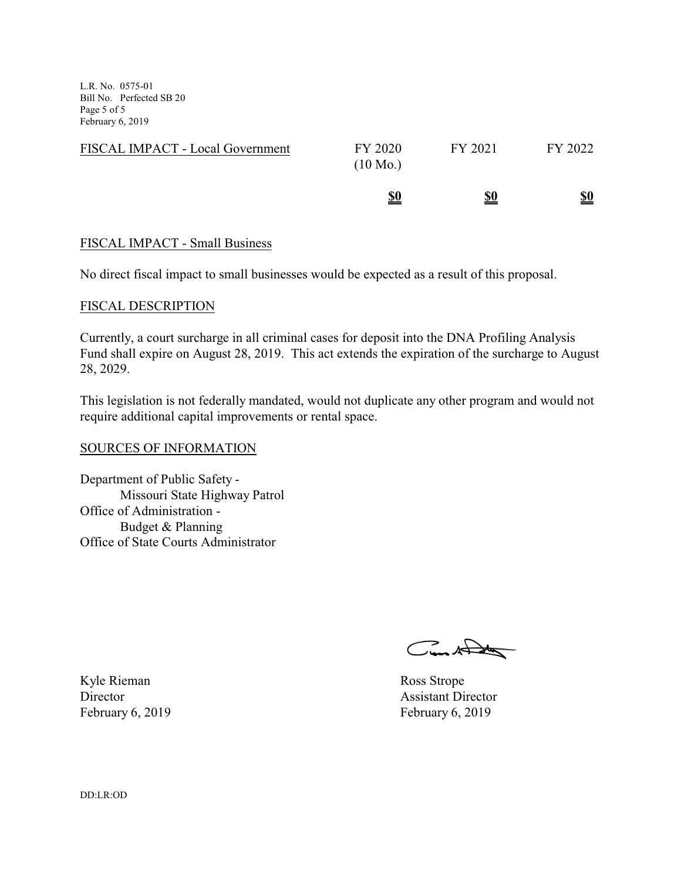| FISCAL IMPACT - Local Government | FY 2020 (10 Mo.) | FY 2021 | FY 2022 |
|---|---|---|---|
| | **$0** | **$0** | **$0** |

FISCAL IMPACT - Small Business

No direct fiscal impact to small businesses would be expected as a result of this proposal.

FISCAL DESCRIPTION

Currently, a court surcharge in all criminal cases for deposit into the DNA Profiling Analysis Fund shall expire on August 28, 2019. This act extends the expiration of the surcharge to August 28, 2029.

This legislation is not federally mandated, would not duplicate any other program and would not require additional capital improvements or rental space.

SOURCES OF INFORMATION

Department of Public Safety -
Missouri State Highway Patrol
Office of Administration -
Budget & Planning
Office of State Courts Administrator

Kyle Rieman
Director
February 6, 2019

Ross Strope
Assistant Director
February 6, 2019

DD:LR:OD